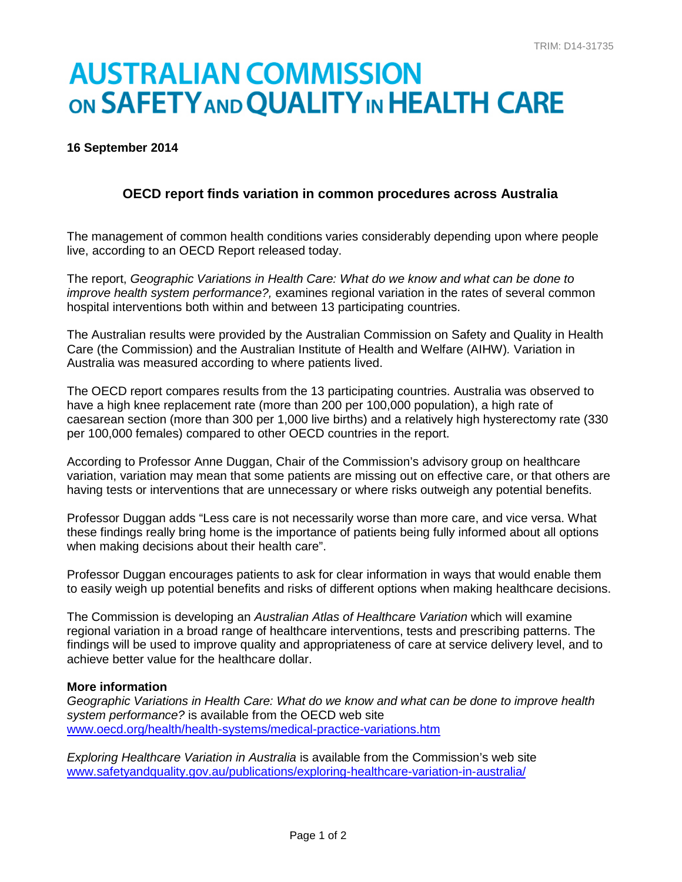TRIM: D14-31735

# AUSTRALIAN COMMISSION ON SAFETY AND QUALITY IN HEALTH CARE

**16 September 2014**

## OECD report finds variation in common procedures across Australia

The management of common health conditions varies considerably depending upon where people live, according to an OECD Report released today.

The report, *Geographic Variations in Health Care: What do we know and what can be done to improve health system performance?,* examines regional variation in the rates of several common hospital interventions both within and between 13 participating countries.

The Australian results were provided by the Australian Commission on Safety and Quality in Health Care (the Commission) and the Australian Institute of Health and Welfare (AIHW). Variation in Australia was measured according to where patients lived.

The OECD report compares results from the 13 participating countries. Australia was observed to have a high knee replacement rate (more than 200 per 100,000 population), a high rate of caesarean section (more than 300 per 1,000 live births) and a relatively high hysterectomy rate (330 per 100,000 females) compared to other OECD countries in the report.

According to Professor Anne Duggan, Chair of the Commission's advisory group on healthcare variation, variation may mean that some patients are missing out on effective care, or that others are having tests or interventions that are unnecessary or where risks outweigh any potential benefits.

Professor Duggan adds "Less care is not necessarily worse than more care, and vice versa. What these findings really bring home is the importance of patients being fully informed about all options when making decisions about their health care".

Professor Duggan encourages patients to ask for clear information in ways that would enable them to easily weigh up potential benefits and risks of different options when making healthcare decisions.

The Commission is developing an *Australian Atlas of Healthcare Variation* which will examine regional variation in a broad range of healthcare interventions, tests and prescribing patterns. The findings will be used to improve quality and appropriateness of care at service delivery level, and to achieve better value for the healthcare dollar.

**More information**

*Geographic Variations in Health Care: What do we know and what can be done to improve health system performance?* is available from the OECD web site
www.oecd.org/health/health-systems/medical-practice-variations.htm

*Exploring Healthcare Variation in Australia* is available from the Commission's web site
www.safetyandquality.gov.au/publications/exploring-healthcare-variation-in-australia/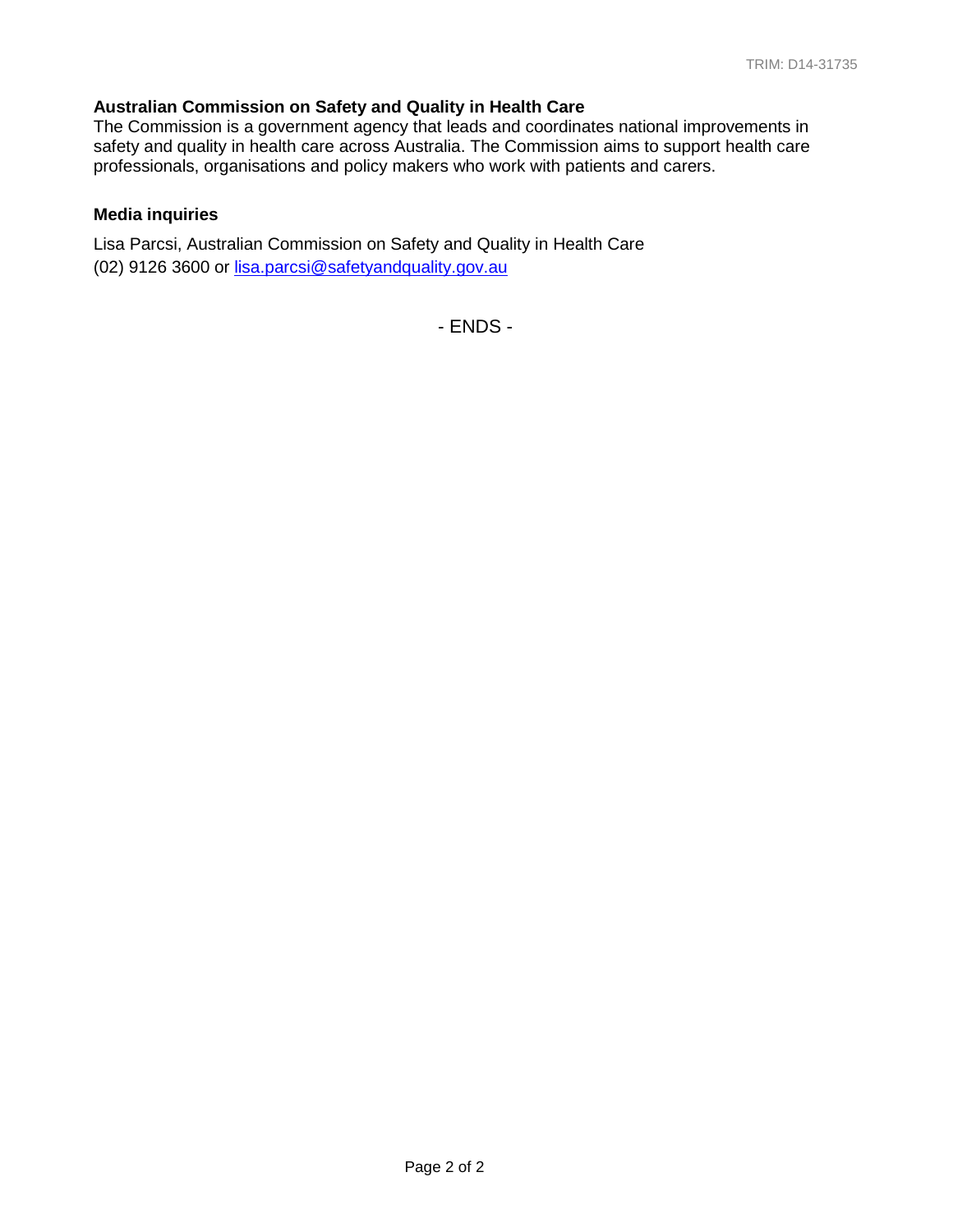**Australian Commission on Safety and Quality in Health Care**
The Commission is a government agency that leads and coordinates national improvements in safety and quality in health care across Australia. The Commission aims to support health care professionals, organisations and policy makers who work with patients and carers.

**Media inquiries**

Lisa Parcsi, Australian Commission on Safety and Quality in Health Care
(02) 9126 3600 or lisa.parcsi@safetyandquality.gov.au

- ENDS -